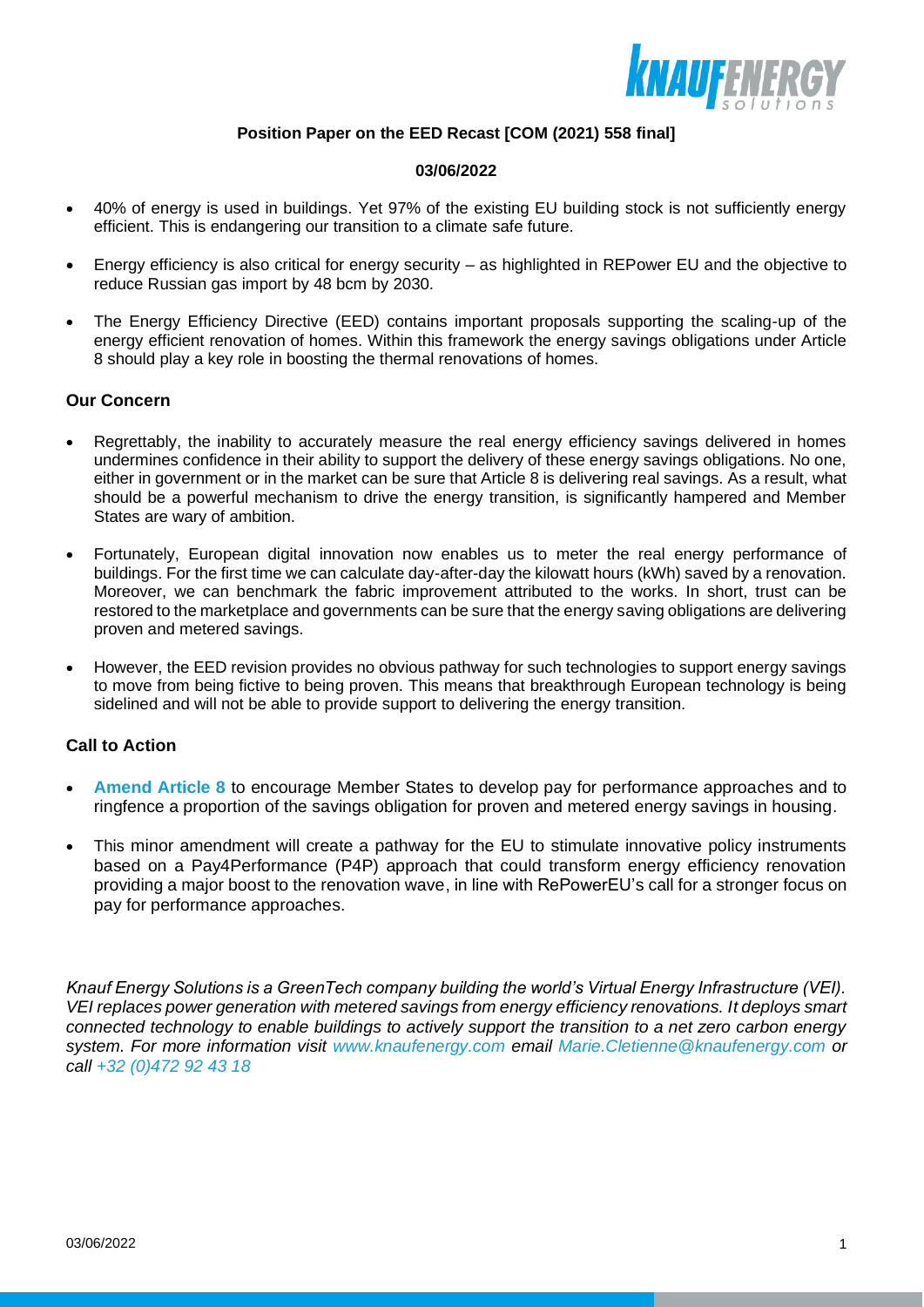**Position Paper on the EED Recast [COM (2021) 558 final]**

**03/06/2022**

- 40% of energy is used in buildings. Yet 97% of the existing EU building stock is not sufficiently energy efficient. This is endangering our transition to a climate safe future.
- Energy efficiency is also critical for energy security – as highlighted in REPower EU and the objective to reduce Russian gas import by 48 bcm by 2030.
- The Energy Efficiency Directive (EED) contains important proposals supporting the scaling-up of the energy efficient renovation of homes. Within this framework the energy savings obligations under Article 8 should play a key role in boosting the thermal renovations of homes.

## Our Concern

- Regrettably, the inability to accurately measure the real energy efficiency savings delivered in homes undermines confidence in their ability to support the delivery of these energy savings obligations. No one, either in government or in the market can be sure that Article 8 is delivering real savings. As a result, what should be a powerful mechanism to drive the energy transition, is significantly hampered and Member States are wary of ambition.
- Fortunately, European digital innovation now enables us to meter the real energy performance of buildings. For the first time we can calculate day-after-day the kilowatt hours (kWh) saved by a renovation. Moreover, we can benchmark the fabric improvement attributed to the works. In short, trust can be restored to the marketplace and governments can be sure that the energy saving obligations are delivering proven and metered savings.
- However, the EED revision provides no obvious pathway for such technologies to support energy savings to move from being fictive to being proven. This means that breakthrough European technology is being sidelined and will not be able to provide support to delivering the energy transition.

## Call to Action

- **Amend Article 8** to encourage Member States to develop pay for performance approaches and to ringfence a proportion of the savings obligation for proven and metered energy savings in housing.
- This minor amendment will create a pathway for the EU to stimulate innovative policy instruments based on a Pay4Performance (P4P) approach that could transform energy efficiency renovation providing a major boost to the renovation wave, in line with RePowerEU's call for a stronger focus on pay for performance approaches.

*Knauf Energy Solutions is a GreenTech company building the world's Virtual Energy Infrastructure (VEI). VEI replaces power generation with metered savings from energy efficiency renovations. It deploys smart connected technology to enable buildings to actively support the transition to a net zero carbon energy system. For more information visit www.knaufenergy.com email Marie.Cletienne@knaufenergy.com or call +32 (0)472 92 43 18*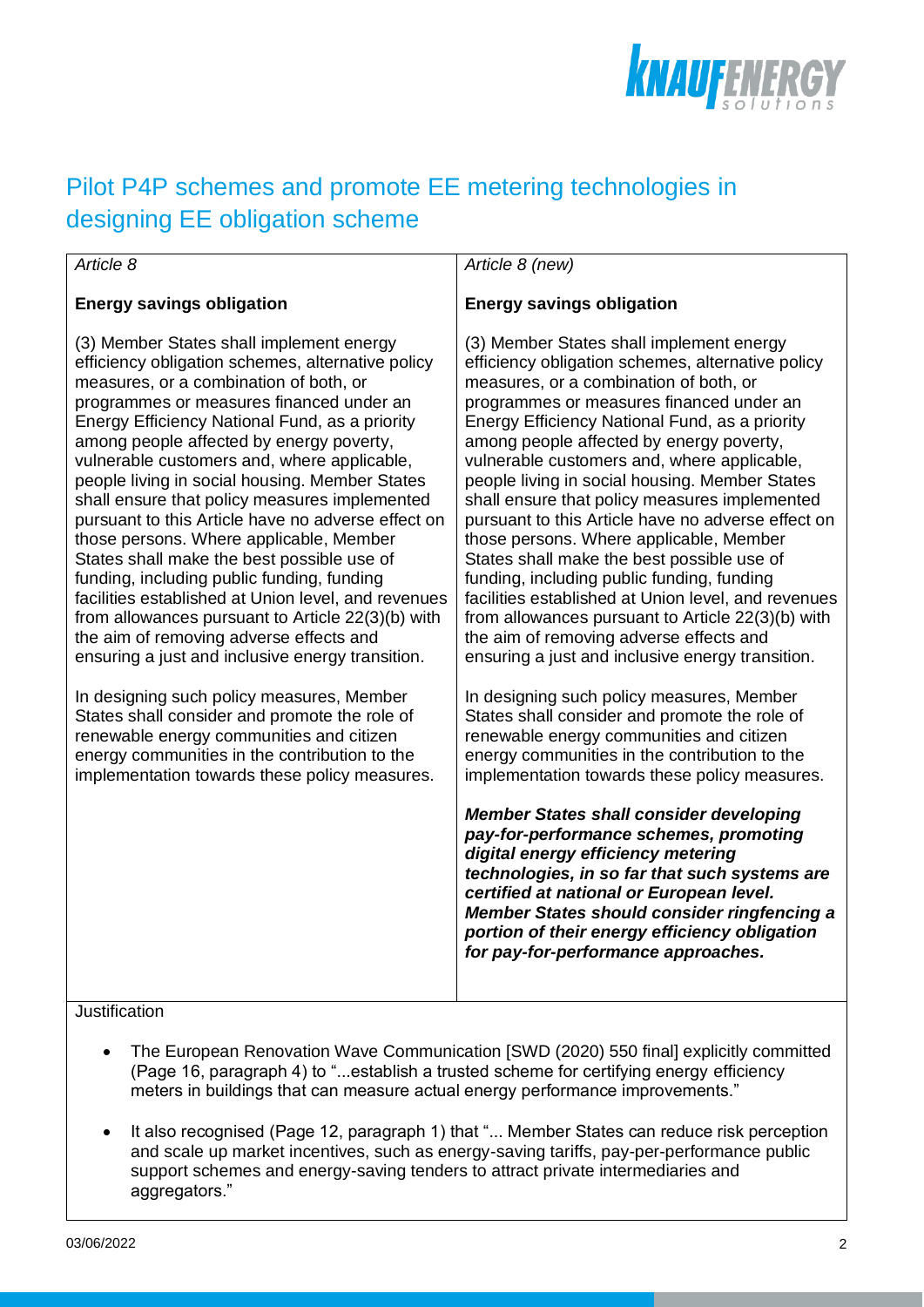## Pilot P4P schemes and promote EE metering technologies in designing EE obligation scheme

| *Article 8* | *Article 8 (new)* |
|---|---|
| **Energy savings obligation** | **Energy savings obligation** |
| (3) Member States shall implement energy efficiency obligation schemes, alternative policy measures, or a combination of both, or programmes or measures financed under an Energy Efficiency National Fund, as a priority among people affected by energy poverty, vulnerable customers and, where applicable, people living in social housing. Member States shall ensure that policy measures implemented pursuant to this Article have no adverse effect on those persons. Where applicable, Member States shall make the best possible use of funding, including public funding, funding facilities established at Union level, and revenues from allowances pursuant to Article 22(3)(b) with the aim of removing adverse effects and ensuring a just and inclusive energy transition. | (3) Member States shall implement energy efficiency obligation schemes, alternative policy measures, or a combination of both, or programmes or measures financed under an Energy Efficiency National Fund, as a priority among people affected by energy poverty, vulnerable customers and, where applicable, people living in social housing. Member States shall ensure that policy measures implemented pursuant to this Article have no adverse effect on those persons. Where applicable, Member States shall make the best possible use of funding, including public funding, funding facilities established at Union level, and revenues from allowances pursuant to Article 22(3)(b) with the aim of removing adverse effects and ensuring a just and inclusive energy transition. |
| In designing such policy measures, Member States shall consider and promote the role of renewable energy communities and citizen energy communities in the contribution to the implementation towards these policy measures. | In designing such policy measures, Member States shall consider and promote the role of renewable energy communities and citizen energy communities in the contribution to the implementation towards these policy measures. |
| | ***Member States shall consider developing pay-for-performance schemes, promoting digital energy efficiency metering technologies, in so far that such systems are certified at national or European level. Member States should consider ringfencing a portion of their energy efficiency obligation for pay-for-performance approaches.*** |

Justification

- The European Renovation Wave Communication [SWD (2020) 550 final] explicitly committed (Page 16, paragraph 4) to "...establish a trusted scheme for certifying energy efficiency meters in buildings that can measure actual energy performance improvements."
- It also recognised (Page 12, paragraph 1) that "... Member States can reduce risk perception and scale up market incentives, such as energy-saving tariffs, pay-per-performance public support schemes and energy-saving tenders to attract private intermediaries and aggregators."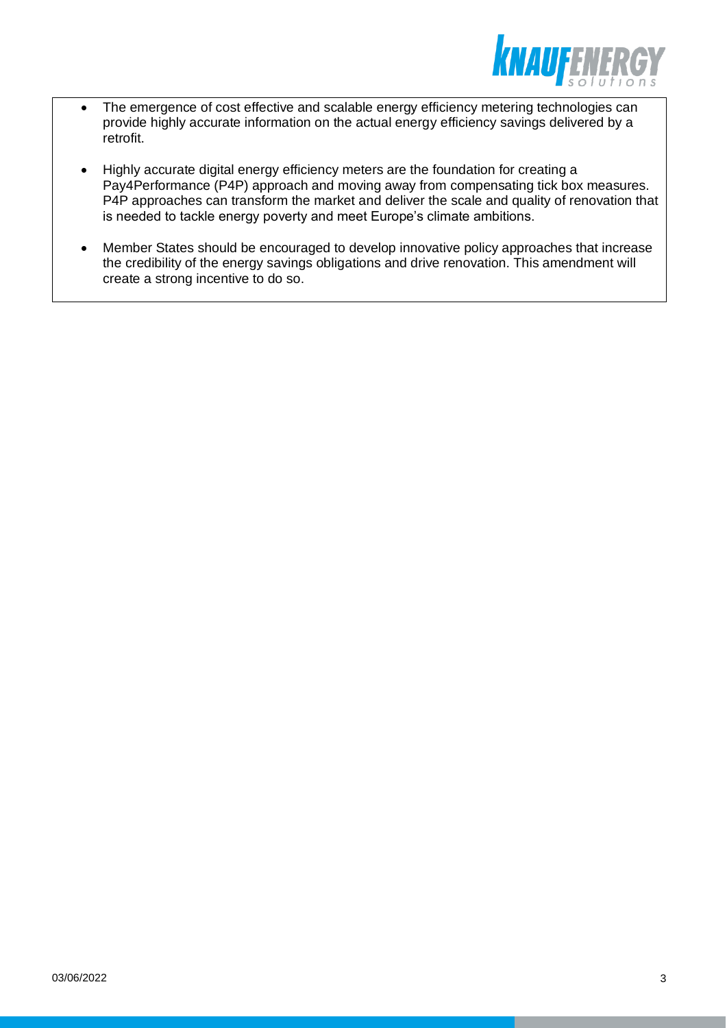- The emergence of cost effective and scalable energy efficiency metering technologies can provide highly accurate information on the actual energy efficiency savings delivered by a retrofit.

- Highly accurate digital energy efficiency meters are the foundation for creating a Pay4Performance (P4P) approach and moving away from compensating tick box measures. P4P approaches can transform the market and deliver the scale and quality of renovation that is needed to tackle energy poverty and meet Europe's climate ambitions.

- Member States should be encouraged to develop innovative policy approaches that increase the credibility of the energy savings obligations and drive renovation. This amendment will create a strong incentive to do so.